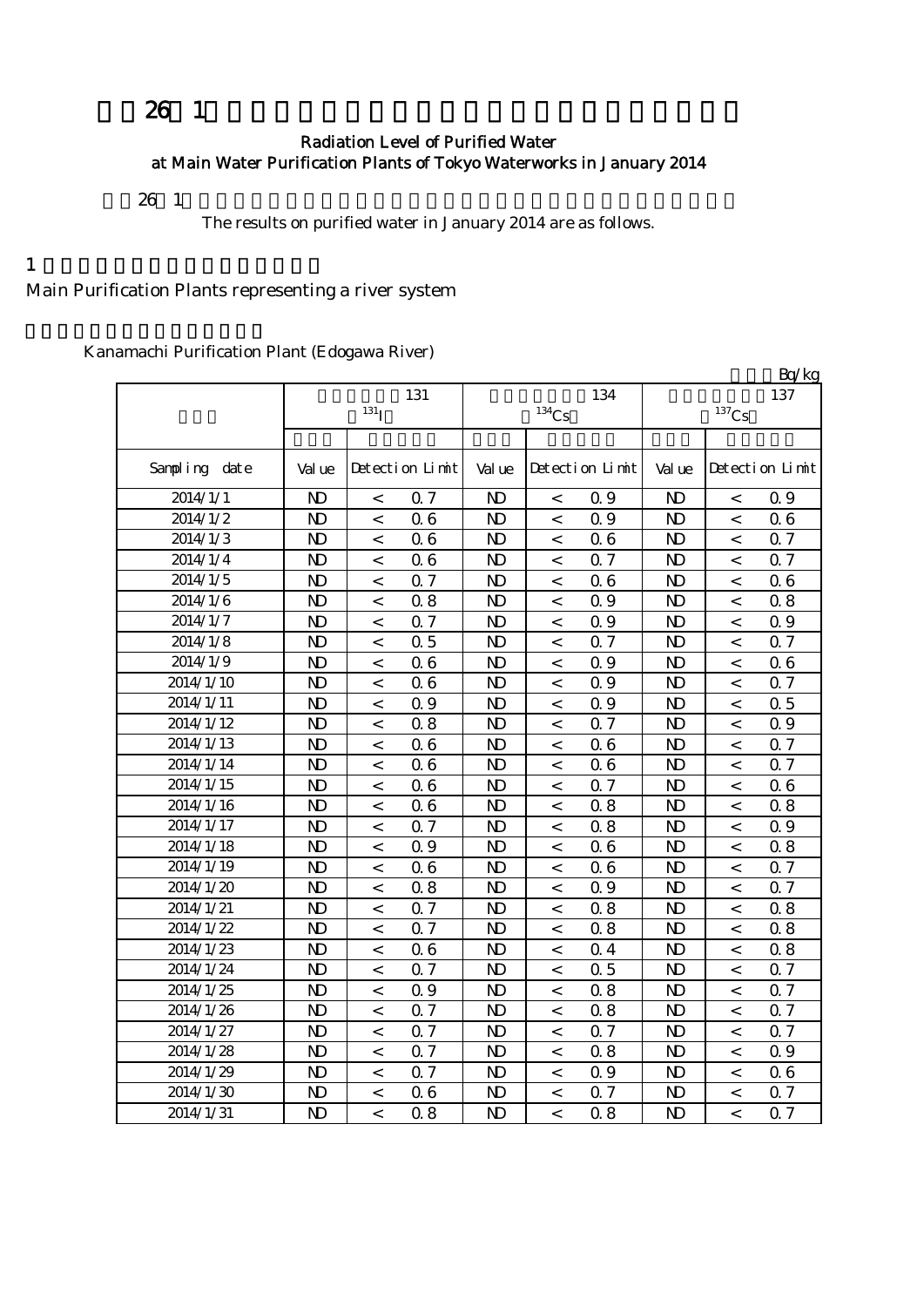# 26 1

## Radiation Level of Purified Water at Main Water Purification Plants of Tokyo Waterworks in January 2014

26 1

The results on purified water in January 2014 are as follows.

1

Main Purification Plants representing a river system

Kanamachi Purification Plant (Edogawa River)

Bq/kg

| | 131 $^{131}$I | | | 134 $^{134}$Cs | | | 137 $^{137}$Cs | | |
|---|---|---|---|---|---|---|---|---|---|
| Sampling date | Value | Detection Limit | | Value | Detection Limit | | Value | Detection Limit | |
| 2014/1/1 | ND | < | 0.7 | ND | < | 0.9 | ND | < | 0.9 |
| 2014/1/2 | ND | < | 0.6 | ND | < | 0.9 | ND | < | 0.6 |
| 2014/1/3 | ND | < | 0.6 | ND | < | 0.6 | ND | < | 0.7 |
| 2014/1/4 | ND | < | 0.6 | ND | < | 0.7 | ND | < | 0.7 |
| 2014/1/5 | ND | < | 0.7 | ND | < | 0.6 | ND | < | 0.6 |
| 2014/1/6 | ND | < | 0.8 | ND | < | 0.9 | ND | < | 0.8 |
| 2014/1/7 | ND | < | 0.7 | ND | < | 0.9 | ND | < | 0.9 |
| 2014/1/8 | ND | < | 0.5 | ND | < | 0.7 | ND | < | 0.7 |
| 2014/1/9 | ND | < | 0.6 | ND | < | 0.9 | ND | < | 0.6 |
| 2014/1/10 | ND | < | 0.6 | ND | < | 0.9 | ND | < | 0.7 |
| 2014/1/11 | ND | < | 0.9 | ND | < | 0.9 | ND | < | 0.5 |
| 2014/1/12 | ND | < | 0.8 | ND | < | 0.7 | ND | < | 0.9 |
| 2014/1/13 | ND | < | 0.6 | ND | < | 0.6 | ND | < | 0.7 |
| 2014/1/14 | ND | < | 0.6 | ND | < | 0.6 | ND | < | 0.7 |
| 2014/1/15 | ND | < | 0.6 | ND | < | 0.7 | ND | < | 0.6 |
| 2014/1/16 | ND | < | 0.6 | ND | < | 0.8 | ND | < | 0.8 |
| 2014/1/17 | ND | < | 0.7 | ND | < | 0.8 | ND | < | 0.9 |
| 2014/1/18 | ND | < | 0.9 | ND | < | 0.6 | ND | < | 0.8 |
| 2014/1/19 | ND | < | 0.6 | ND | < | 0.6 | ND | < | 0.7 |
| 2014/1/20 | ND | < | 0.8 | ND | < | 0.9 | ND | < | 0.7 |
| 2014/1/21 | ND | < | 0.7 | ND | < | 0.8 | ND | < | 0.8 |
| 2014/1/22 | ND | < | 0.7 | ND | < | 0.8 | ND | < | 0.8 |
| 2014/1/23 | ND | < | 0.6 | ND | < | 0.4 | ND | < | 0.8 |
| 2014/1/24 | ND | < | 0.7 | ND | < | 0.5 | ND | < | 0.7 |
| 2014/1/25 | ND | < | 0.9 | ND | < | 0.8 | ND | < | 0.7 |
| 2014/1/26 | ND | < | 0.7 | ND | < | 0.8 | ND | < | 0.7 |
| 2014/1/27 | ND | < | 0.7 | ND | < | 0.7 | ND | < | 0.7 |
| 2014/1/28 | ND | < | 0.7 | ND | < | 0.8 | ND | < | 0.9 |
| 2014/1/29 | ND | < | 0.7 | ND | < | 0.9 | ND | < | 0.6 |
| 2014/1/30 | ND | < | 0.6 | ND | < | 0.7 | ND | < | 0.7 |
| 2014/1/31 | ND | < | 0.8 | ND | < | 0.8 | ND | < | 0.7 |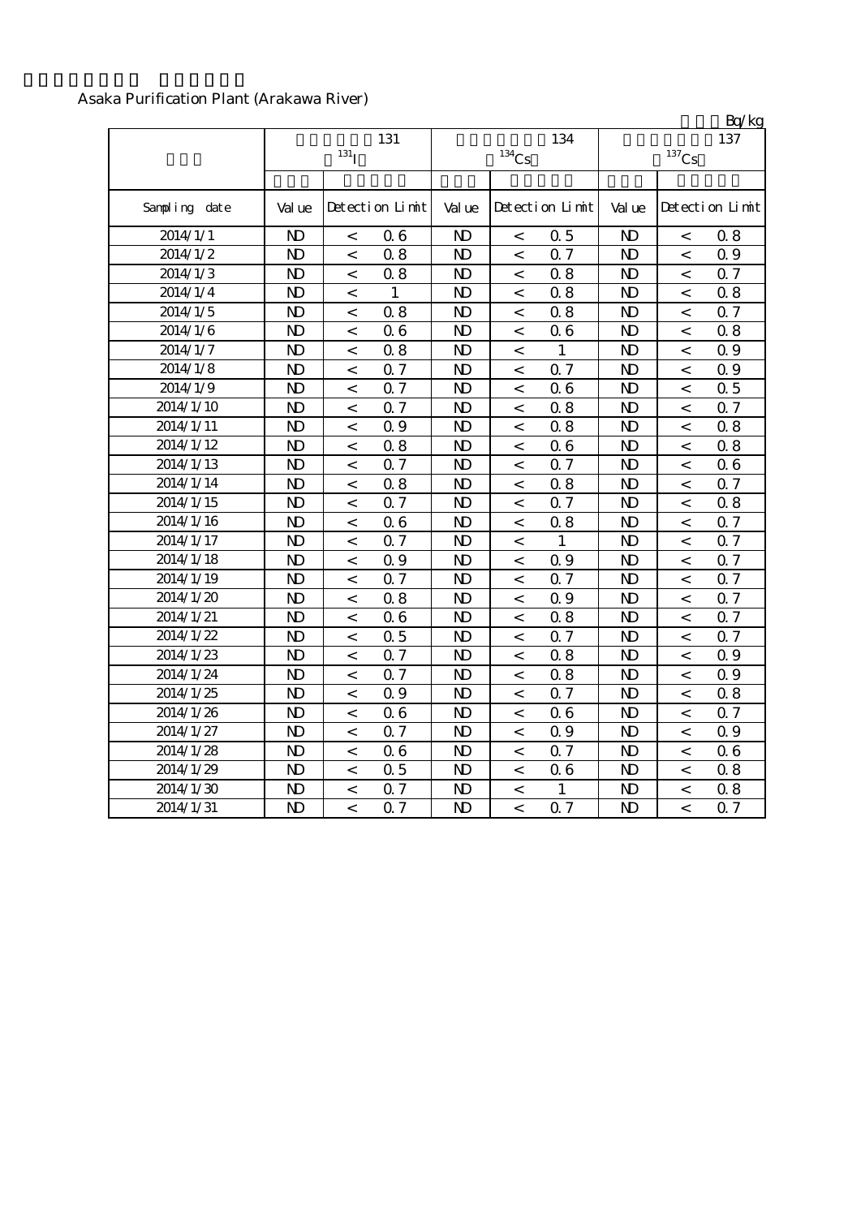Asaka Purification Plant (Arakawa River)

Bq/kg

| | 131 $^{131}$I | | | 134 $^{134}$Cs | | | 137 $^{137}$Cs | | |
|---|---|---|---|---|---|---|---|---|---|
| Sampling date | Value | Detection Limit | | Value | Detection Limit | | Value | Detection Limit | |
| 2014/1/1 | ND | < | 0.6 | ND | < | 0.5 | ND | < | 0.8 |
| 2014/1/2 | ND | < | 0.8 | ND | < | 0.7 | ND | < | 0.9 |
| 2014/1/3 | ND | < | 0.8 | ND | < | 0.8 | ND | < | 0.7 |
| 2014/1/4 | ND | < | 1 | ND | < | 0.8 | ND | < | 0.8 |
| 2014/1/5 | ND | < | 0.8 | ND | < | 0.8 | ND | < | 0.7 |
| 2014/1/6 | ND | < | 0.6 | ND | < | 0.6 | ND | < | 0.8 |
| 2014/1/7 | ND | < | 0.8 | ND | < | 1 | ND | < | 0.9 |
| 2014/1/8 | ND | < | 0.7 | ND | < | 0.7 | ND | < | 0.9 |
| 2014/1/9 | ND | < | 0.7 | ND | < | 0.6 | ND | < | 0.5 |
| 2014/1/10 | ND | < | 0.7 | ND | < | 0.8 | ND | < | 0.7 |
| 2014/1/11 | ND | < | 0.9 | ND | < | 0.8 | ND | < | 0.8 |
| 2014/1/12 | ND | < | 0.8 | ND | < | 0.6 | ND | < | 0.8 |
| 2014/1/13 | ND | < | 0.7 | ND | < | 0.7 | ND | < | 0.6 |
| 2014/1/14 | ND | < | 0.8 | ND | < | 0.8 | ND | < | 0.7 |
| 2014/1/15 | ND | < | 0.7 | ND | < | 0.7 | ND | < | 0.8 |
| 2014/1/16 | ND | < | 0.6 | ND | < | 0.8 | ND | < | 0.7 |
| 2014/1/17 | ND | < | 0.7 | ND | < | 1 | ND | < | 0.7 |
| 2014/1/18 | ND | < | 0.9 | ND | < | 0.9 | ND | < | 0.7 |
| 2014/1/19 | ND | < | 0.7 | ND | < | 0.7 | ND | < | 0.7 |
| 2014/1/20 | ND | < | 0.8 | ND | < | 0.9 | ND | < | 0.7 |
| 2014/1/21 | ND | < | 0.6 | ND | < | 0.8 | ND | < | 0.7 |
| 2014/1/22 | ND | < | 0.5 | ND | < | 0.7 | ND | < | 0.7 |
| 2014/1/23 | ND | < | 0.7 | ND | < | 0.8 | ND | < | 0.9 |
| 2014/1/24 | ND | < | 0.7 | ND | < | 0.8 | ND | < | 0.9 |
| 2014/1/25 | ND | < | 0.9 | ND | < | 0.7 | ND | < | 0.8 |
| 2014/1/26 | ND | < | 0.6 | ND | < | 0.6 | ND | < | 0.7 |
| 2014/1/27 | ND | < | 0.7 | ND | < | 0.9 | ND | < | 0.9 |
| 2014/1/28 | ND | < | 0.6 | ND | < | 0.7 | ND | < | 0.6 |
| 2014/1/29 | ND | < | 0.5 | ND | < | 0.6 | ND | < | 0.8 |
| 2014/1/30 | ND | < | 0.7 | ND | < | 1 | ND | < | 0.8 |
| 2014/1/31 | ND | < | 0.7 | ND | < | 0.7 | ND | < | 0.7 |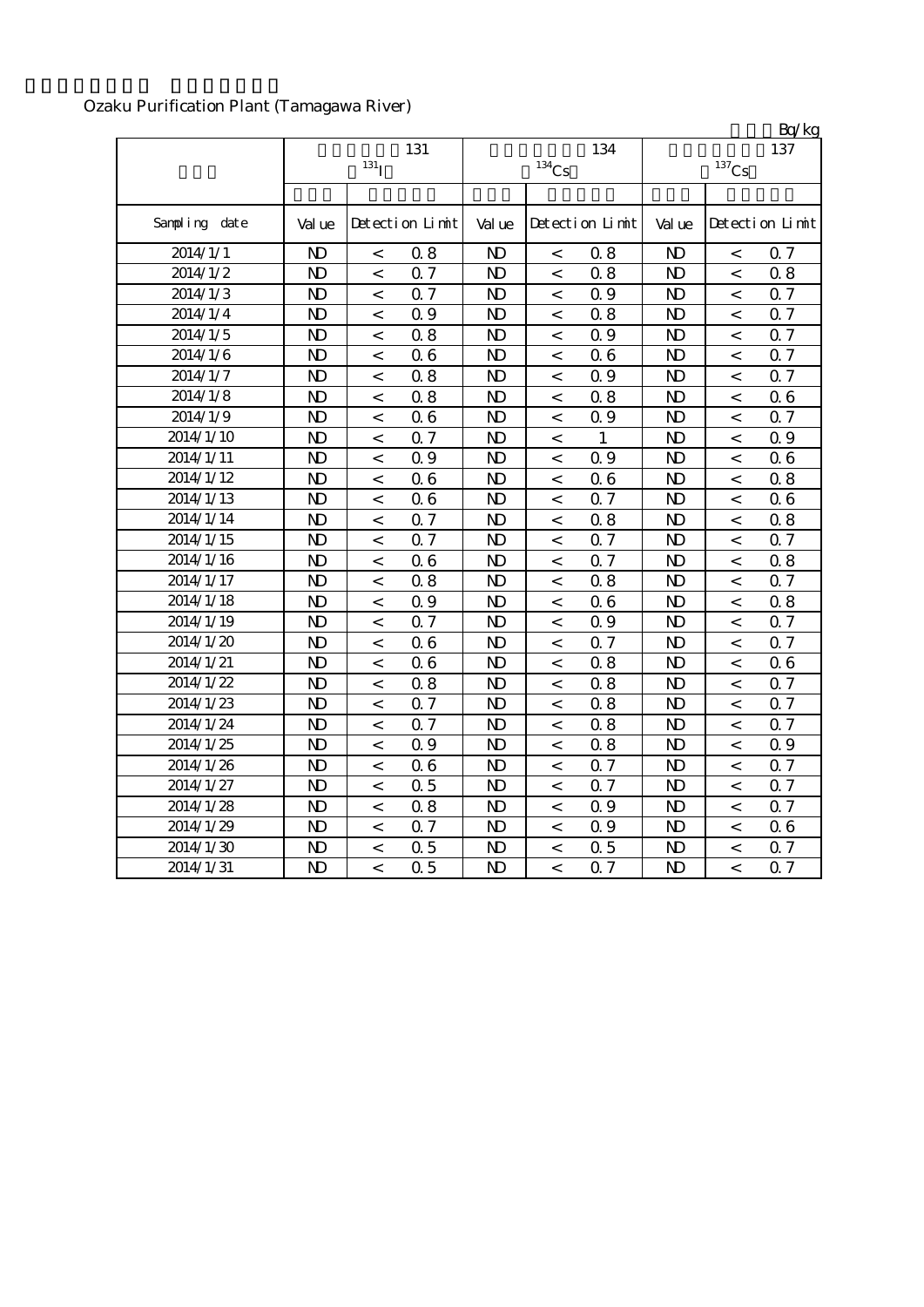Ozaku Purification Plant (Tamagawa River)

Bq/kg

| | 131 $^{131}$I | | | 134 $^{134}$Cs | | | 137 $^{137}$Cs | | |
|---|---|---|---|---|---|---|---|---|---|
| Sampling date | Value | Detection Limit | | Value | Detection Limit | | Value | Detection Limit | |
| 2014/1/1 | ND | < | 0.8 | ND | < | 0.8 | ND | < | 0.7 |
| 2014/1/2 | ND | < | 0.7 | ND | < | 0.8 | ND | < | 0.8 |
| 2014/1/3 | ND | < | 0.7 | ND | < | 0.9 | ND | < | 0.7 |
| 2014/1/4 | ND | < | 0.9 | ND | < | 0.8 | ND | < | 0.7 |
| 2014/1/5 | ND | < | 0.8 | ND | < | 0.9 | ND | < | 0.7 |
| 2014/1/6 | ND | < | 0.6 | ND | < | 0.6 | ND | < | 0.7 |
| 2014/1/7 | ND | < | 0.8 | ND | < | 0.9 | ND | < | 0.7 |
| 2014/1/8 | ND | < | 0.8 | ND | < | 0.8 | ND | < | 0.6 |
| 2014/1/9 | ND | < | 0.6 | ND | < | 0.9 | ND | < | 0.7 |
| 2014/1/10 | ND | < | 0.7 | ND | < | 1 | ND | < | 0.9 |
| 2014/1/11 | ND | < | 0.9 | ND | < | 0.9 | ND | < | 0.6 |
| 2014/1/12 | ND | < | 0.6 | ND | < | 0.6 | ND | < | 0.8 |
| 2014/1/13 | ND | < | 0.6 | ND | < | 0.7 | ND | < | 0.6 |
| 2014/1/14 | ND | < | 0.7 | ND | < | 0.8 | ND | < | 0.8 |
| 2014/1/15 | ND | < | 0.7 | ND | < | 0.7 | ND | < | 0.7 |
| 2014/1/16 | ND | < | 0.6 | ND | < | 0.7 | ND | < | 0.8 |
| 2014/1/17 | ND | < | 0.8 | ND | < | 0.8 | ND | < | 0.7 |
| 2014/1/18 | ND | < | 0.9 | ND | < | 0.6 | ND | < | 0.8 |
| 2014/1/19 | ND | < | 0.7 | ND | < | 0.9 | ND | < | 0.7 |
| 2014/1/20 | ND | < | 0.6 | ND | < | 0.7 | ND | < | 0.7 |
| 2014/1/21 | ND | < | 0.6 | ND | < | 0.8 | ND | < | 0.6 |
| 2014/1/22 | ND | < | 0.8 | ND | < | 0.8 | ND | < | 0.7 |
| 2014/1/23 | ND | < | 0.7 | ND | < | 0.8 | ND | < | 0.7 |
| 2014/1/24 | ND | < | 0.7 | ND | < | 0.8 | ND | < | 0.7 |
| 2014/1/25 | ND | < | 0.9 | ND | < | 0.8 | ND | < | 0.9 |
| 2014/1/26 | ND | < | 0.6 | ND | < | 0.7 | ND | < | 0.7 |
| 2014/1/27 | ND | < | 0.5 | ND | < | 0.7 | ND | < | 0.7 |
| 2014/1/28 | ND | < | 0.8 | ND | < | 0.9 | ND | < | 0.7 |
| 2014/1/29 | ND | < | 0.7 | ND | < | 0.9 | ND | < | 0.6 |
| 2014/1/30 | ND | < | 0.5 | ND | < | 0.5 | ND | < | 0.7 |
| 2014/1/31 | ND | < | 0.5 | ND | < | 0.7 | ND | < | 0.7 |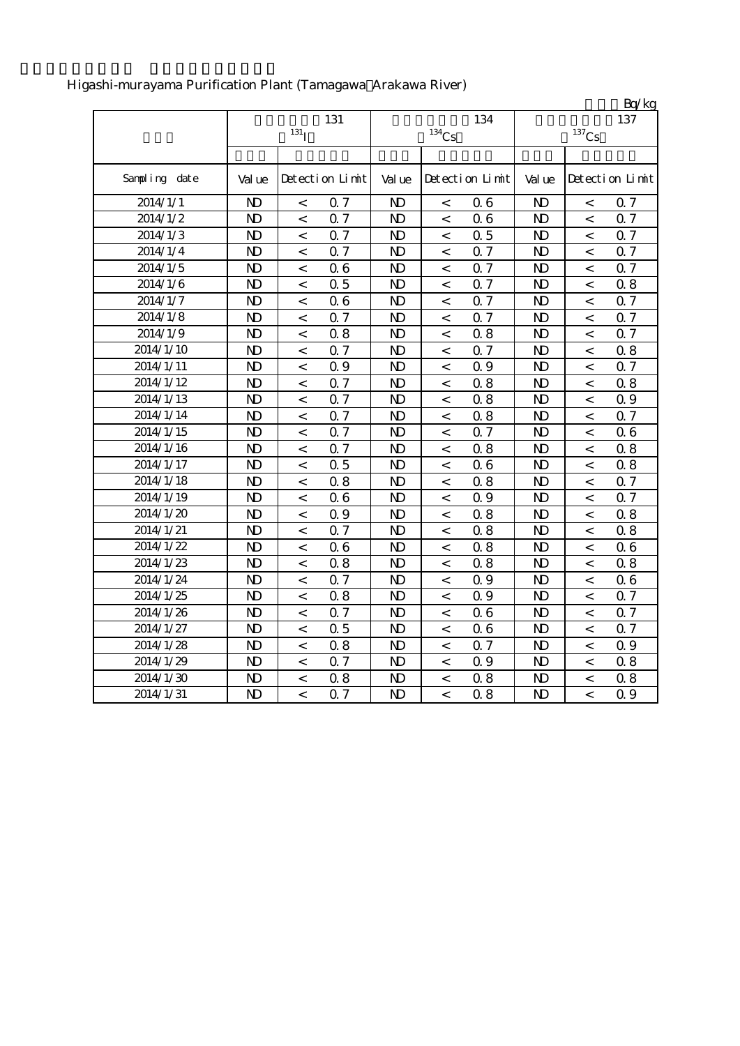Higashi-murayama Purification Plant (Tamagawa Arakawa River)

Bq/kg

| | 131 $^{131}$I | | | 134 $^{134}$Cs | | | 137 $^{137}$Cs | | |
|---|---|---|---|---|---|---|---|---|---|
| Sampling date | Value | Detection Limit | | Value | Detection Limit | | Value | Detection Limit | |
| 2014/1/1 | ND | < | 0.7 | ND | < | 0.6 | ND | < | 0.7 |
| 2014/1/2 | ND | < | 0.7 | ND | < | 0.6 | ND | < | 0.7 |
| 2014/1/3 | ND | < | 0.7 | ND | < | 0.5 | ND | < | 0.7 |
| 2014/1/4 | ND | < | 0.7 | ND | < | 0.7 | ND | < | 0.7 |
| 2014/1/5 | ND | < | 0.6 | ND | < | 0.7 | ND | < | 0.7 |
| 2014/1/6 | ND | < | 0.5 | ND | < | 0.7 | ND | < | 0.8 |
| 2014/1/7 | ND | < | 0.6 | ND | < | 0.7 | ND | < | 0.7 |
| 2014/1/8 | ND | < | 0.7 | ND | < | 0.7 | ND | < | 0.7 |
| 2014/1/9 | ND | < | 0.8 | ND | < | 0.8 | ND | < | 0.7 |
| 2014/1/10 | ND | < | 0.7 | ND | < | 0.7 | ND | < | 0.8 |
| 2014/1/11 | ND | < | 0.9 | ND | < | 0.9 | ND | < | 0.7 |
| 2014/1/12 | ND | < | 0.7 | ND | < | 0.8 | ND | < | 0.8 |
| 2014/1/13 | ND | < | 0.7 | ND | < | 0.8 | ND | < | 0.9 |
| 2014/1/14 | ND | < | 0.7 | ND | < | 0.8 | ND | < | 0.7 |
| 2014/1/15 | ND | < | 0.7 | ND | < | 0.7 | ND | < | 0.6 |
| 2014/1/16 | ND | < | 0.7 | ND | < | 0.8 | ND | < | 0.8 |
| 2014/1/17 | ND | < | 0.5 | ND | < | 0.6 | ND | < | 0.8 |
| 2014/1/18 | ND | < | 0.8 | ND | < | 0.8 | ND | < | 0.7 |
| 2014/1/19 | ND | < | 0.6 | ND | < | 0.9 | ND | < | 0.7 |
| 2014/1/20 | ND | < | 0.9 | ND | < | 0.8 | ND | < | 0.8 |
| 2014/1/21 | ND | < | 0.7 | ND | < | 0.8 | ND | < | 0.8 |
| 2014/1/22 | ND | < | 0.6 | ND | < | 0.8 | ND | < | 0.6 |
| 2014/1/23 | ND | < | 0.8 | ND | < | 0.8 | ND | < | 0.8 |
| 2014/1/24 | ND | < | 0.7 | ND | < | 0.9 | ND | < | 0.6 |
| 2014/1/25 | ND | < | 0.8 | ND | < | 0.9 | ND | < | 0.7 |
| 2014/1/26 | ND | < | 0.7 | ND | < | 0.6 | ND | < | 0.7 |
| 2014/1/27 | ND | < | 0.5 | ND | < | 0.6 | ND | < | 0.7 |
| 2014/1/28 | ND | < | 0.8 | ND | < | 0.7 | ND | < | 0.9 |
| 2014/1/29 | ND | < | 0.7 | ND | < | 0.9 | ND | < | 0.8 |
| 2014/1/30 | ND | < | 0.8 | ND | < | 0.8 | ND | < | 0.8 |
| 2014/1/31 | ND | < | 0.7 | ND | < | 0.8 | ND | < | 0.9 |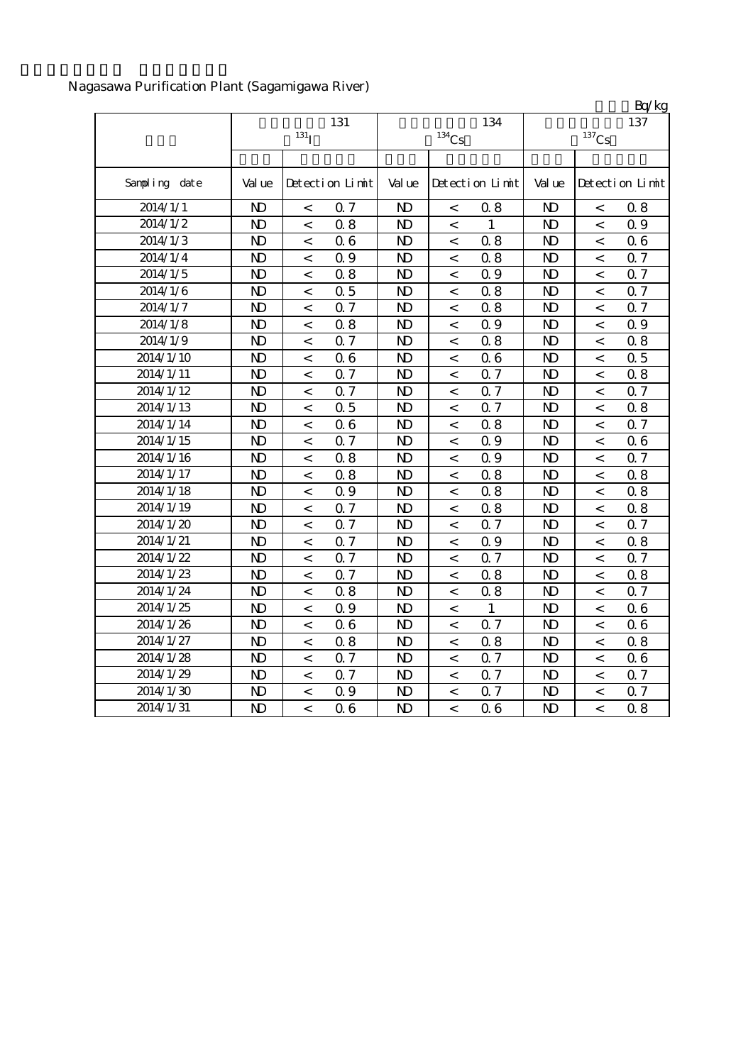Nagasawa Purification Plant (Sagamigawa River)

Bq/kg

| | 131 $^{131}I$ | | | 134 $^{134}Cs$ | | | 137 $^{137}Cs$ | | |
|---|---|---|---|---|---|---|---|---|---|
| Sampling date | Value | Detection Limit | | Value | Detection Limit | | Value | Detection Limit | |
| 2014/1/1 | ND | < | 0.7 | ND | < | 0.8 | ND | < | 0.8 |
| 2014/1/2 | ND | < | 0.8 | ND | < | 1 | ND | < | 0.9 |
| 2014/1/3 | ND | < | 0.6 | ND | < | 0.8 | ND | < | 0.6 |
| 2014/1/4 | ND | < | 0.9 | ND | < | 0.8 | ND | < | 0.7 |
| 2014/1/5 | ND | < | 0.8 | ND | < | 0.9 | ND | < | 0.7 |
| 2014/1/6 | ND | < | 0.5 | ND | < | 0.8 | ND | < | 0.7 |
| 2014/1/7 | ND | < | 0.7 | ND | < | 0.8 | ND | < | 0.7 |
| 2014/1/8 | ND | < | 0.8 | ND | < | 0.9 | ND | < | 0.9 |
| 2014/1/9 | ND | < | 0.7 | ND | < | 0.8 | ND | < | 0.8 |
| 2014/1/10 | ND | < | 0.6 | ND | < | 0.6 | ND | < | 0.5 |
| 2014/1/11 | ND | < | 0.7 | ND | < | 0.7 | ND | < | 0.8 |
| 2014/1/12 | ND | < | 0.7 | ND | < | 0.7 | ND | < | 0.7 |
| 2014/1/13 | ND | < | 0.5 | ND | < | 0.7 | ND | < | 0.8 |
| 2014/1/14 | ND | < | 0.6 | ND | < | 0.8 | ND | < | 0.7 |
| 2014/1/15 | ND | < | 0.7 | ND | < | 0.9 | ND | < | 0.6 |
| 2014/1/16 | ND | < | 0.8 | ND | < | 0.9 | ND | < | 0.7 |
| 2014/1/17 | ND | < | 0.8 | ND | < | 0.8 | ND | < | 0.8 |
| 2014/1/18 | ND | < | 0.9 | ND | < | 0.8 | ND | < | 0.8 |
| 2014/1/19 | ND | < | 0.7 | ND | < | 0.8 | ND | < | 0.8 |
| 2014/1/20 | ND | < | 0.7 | ND | < | 0.7 | ND | < | 0.7 |
| 2014/1/21 | ND | < | 0.7 | ND | < | 0.9 | ND | < | 0.8 |
| 2014/1/22 | ND | < | 0.7 | ND | < | 0.7 | ND | < | 0.7 |
| 2014/1/23 | ND | < | 0.7 | ND | < | 0.8 | ND | < | 0.8 |
| 2014/1/24 | ND | < | 0.8 | ND | < | 0.8 | ND | < | 0.7 |
| 2014/1/25 | ND | < | 0.9 | ND | < | 1 | ND | < | 0.6 |
| 2014/1/26 | ND | < | 0.6 | ND | < | 0.7 | ND | < | 0.6 |
| 2014/1/27 | ND | < | 0.8 | ND | < | 0.8 | ND | < | 0.8 |
| 2014/1/28 | ND | < | 0.7 | ND | < | 0.7 | ND | < | 0.6 |
| 2014/1/29 | ND | < | 0.7 | ND | < | 0.7 | ND | < | 0.7 |
| 2014/1/30 | ND | < | 0.9 | ND | < | 0.7 | ND | < | 0.7 |
| 2014/1/31 | ND | < | 0.6 | ND | < | 0.6 | ND | < | 0.8 |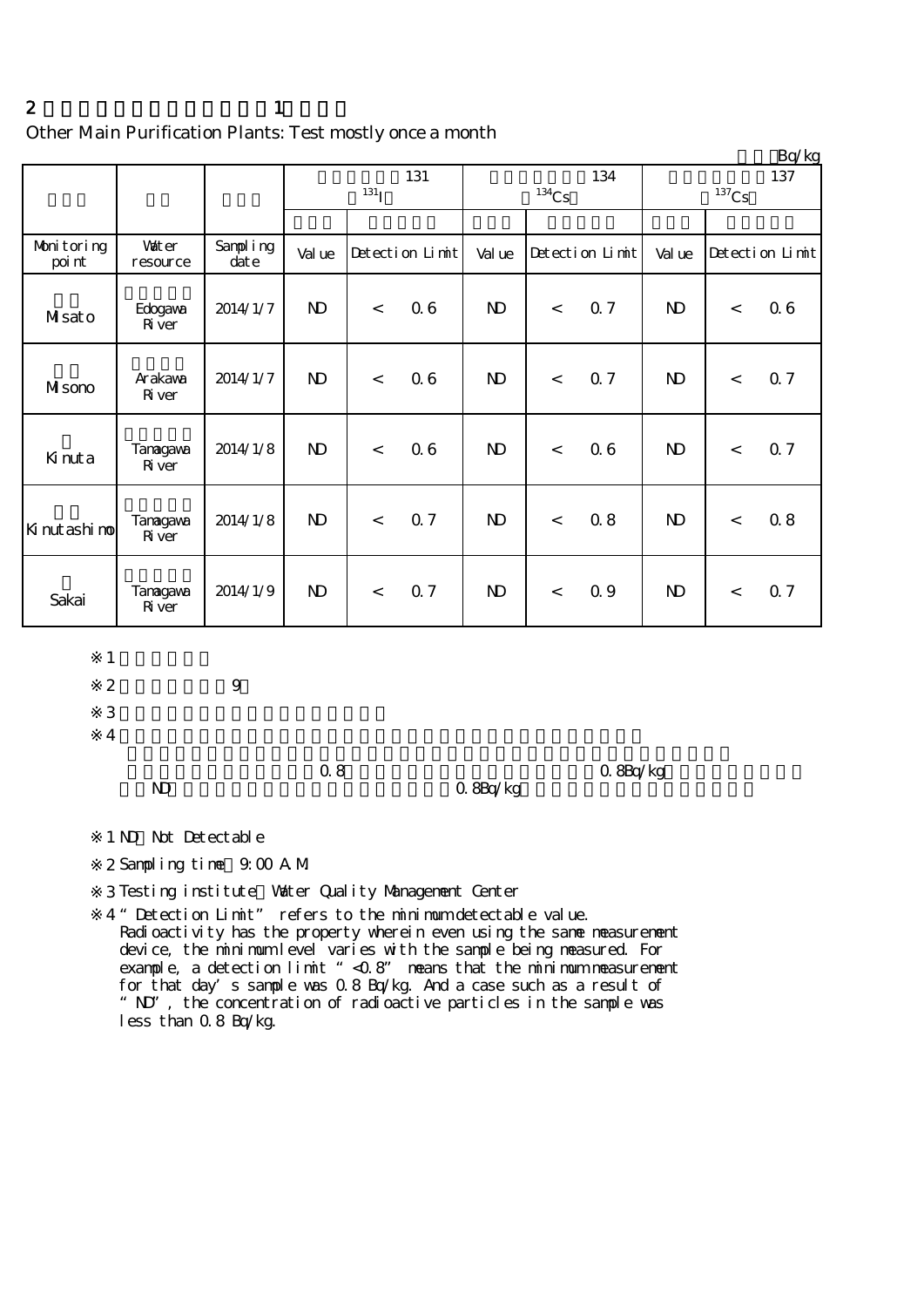2　　　　　　　　　　　　　1

Other Main Purification Plants: Test mostly once a month

Bq/kg

| | | | 131 $^{131}$I | | 134 $^{134}$Cs | | 137 $^{137}$Cs | |
|---|---|---|---|---|---|---|---|---|
| Monitoring point | Water resource | Sampling date | Value | Detection Limit | Value | Detection Limit | Value | Detection Limit |
| Misato | Edogawa River | 2014/1/7 | ND | < 0.6 | ND | < 0.7 | ND | < 0.6 |
| Misono | Arakawa River | 2014/1/7 | ND | < 0.6 | ND | < 0.7 | ND | < 0.7 |
| Kinuta | Tamagawa River | 2014/1/8 | ND | < 0.6 | ND | < 0.6 | ND | < 0.7 |
| Kinutashimo | Tamagawa River | 2014/1/8 | ND | < 0.7 | ND | < 0.8 | ND | < 0.8 |
| Sakai | Tamagawa River | 2014/1/9 | ND | < 0.7 | ND | < 0.9 | ND | < 0.7 |

※1

※2　　　　9

※3

※4

0.8　　　　0.8Bq/kg

ND　　　　0.8Bq/kg

※1 ND：Not Detectable

※2 Sampling time：9:00 A.M.

※3 Testing institute：Water Quality Management Center

※4 "Detection Limit" refers to the minimum detectable value. Radioactivity has the property wherein even using the same measurement device, the minimum level varies with the sample being measured. For example, a detection limit "<0.8" means that the minimum measurement for that day's sample was 0.8 Bq/kg. And a case such as a result of "ND", the concentration of radioactive particles in the sample was less than 0.8 Bq/kg.